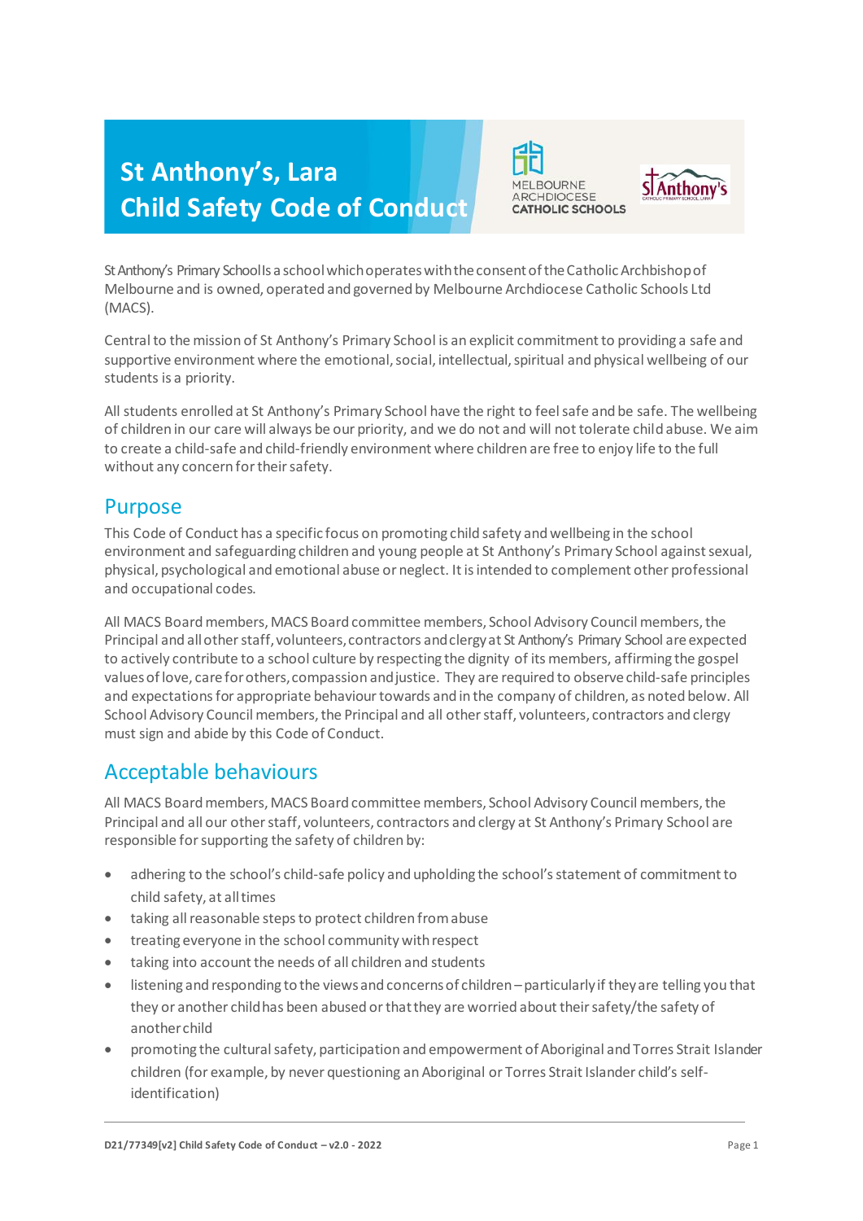# St Anthony's, Lara
# Child Safety Code of Conduct

St Anthony's Primary School Is a school which operates with the consent of the Catholic Archbishop of Melbourne and is owned, operated and governed by Melbourne Archdiocese Catholic Schools Ltd (MACS).

Central to the mission of St Anthony's Primary School is an explicit commitment to providing a safe and supportive environment where the emotional, social, intellectual, spiritual and physical wellbeing of our students is a priority.

All students enrolled at St Anthony's Primary School have the right to feel safe and be safe. The wellbeing of children in our care will always be our priority, and we do not and will not tolerate child abuse. We aim to create a child-safe and child-friendly environment where children are free to enjoy life to the full without any concern for their safety.

## Purpose

This Code of Conduct has a specific focus on promoting child safety and wellbeing in the school environment and safeguarding children and young people at St Anthony's Primary School against sexual, physical, psychological and emotional abuse or neglect. It is intended to complement other professional and occupational codes.

All MACS Board members, MACS Board committee members, School Advisory Council members, the Principal and all other staff, volunteers, contractors and clergy at St Anthony's Primary School are expected to actively contribute to a school culture by respecting the dignity of its members, affirming the gospel values of love, care for others, compassion and justice. They are required to observe child-safe principles and expectations for appropriate behaviour towards and in the company of children, as noted below. All School Advisory Council members, the Principal and all other staff, volunteers, contractors and clergy must sign and abide by this Code of Conduct.

## Acceptable behaviours

All MACS Board members, MACS Board committee members, School Advisory Council members, the Principal and all our other staff, volunteers, contractors and clergy at St Anthony's Primary School are responsible for supporting the safety of children by:

- adhering to the school's child-safe policy and upholding the school's statement of commitment to child safety, at all times
- taking all reasonable steps to protect children from abuse
- treating everyone in the school community with respect
- taking into account the needs of all children and students
- listening and responding to the views and concerns of children – particularly if they are telling you that they or another child has been abused or that they are worried about their safety/the safety of another child
- promoting the cultural safety, participation and empowerment of Aboriginal and Torres Strait Islander children (for example, by never questioning an Aboriginal or Torres Strait Islander child's self-identification)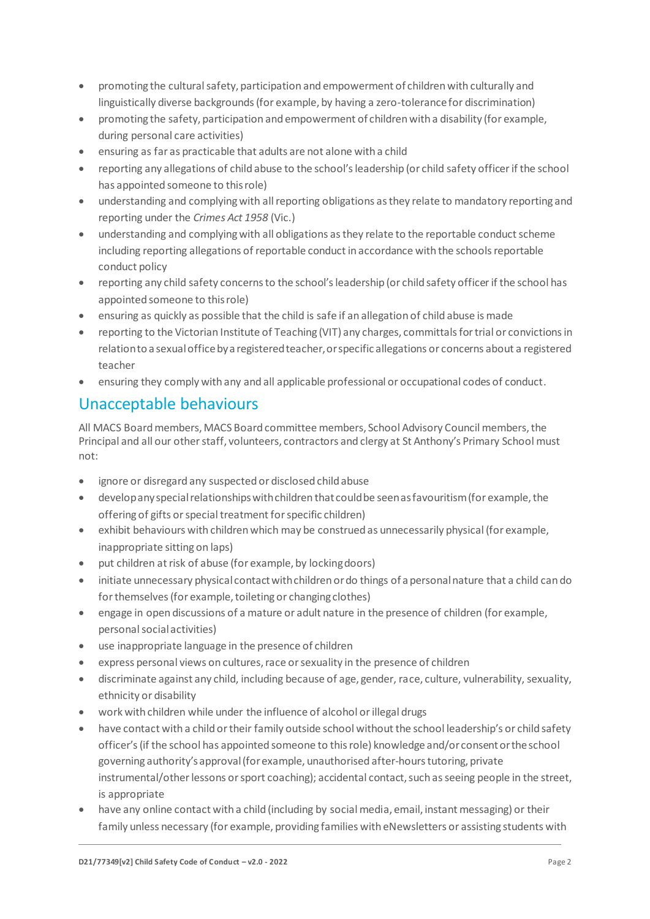- promoting the cultural safety, participation and empowerment of children with culturally and linguistically diverse backgrounds (for example, by having a zero-tolerance for discrimination)
- promoting the safety, participation and empowerment of children with a disability (for example, during personal care activities)
- ensuring as far as practicable that adults are not alone with a child
- reporting any allegations of child abuse to the school's leadership (or child safety officer if the school has appointed someone to this role)
- understanding and complying with all reporting obligations as they relate to mandatory reporting and reporting under the *Crimes Act 1958* (Vic.)
- understanding and complying with all obligations as they relate to the reportable conduct scheme including reporting allegations of reportable conduct in accordance with the schools reportable conduct policy
- reporting any child safety concerns to the school's leadership (or child safety officer if the school has appointed someone to this role)
- ensuring as quickly as possible that the child is safe if an allegation of child abuse is made
- reporting to the Victorian Institute of Teaching (VIT) any charges, committals for trial or convictions in relation to a sexual office by a registered teacher, or specific allegations or concerns about a registered teacher
- ensuring they comply with any and all applicable professional or occupational codes of conduct.

## Unacceptable behaviours

All MACS Board members, MACS Board committee members, School Advisory Council members, the Principal and all our other staff, volunteers, contractors and clergy at St Anthony's Primary School must not:

- ignore or disregard any suspected or disclosed child abuse
- develop any special relationships with children that could be seen as favouritism (for example, the offering of gifts or special treatment for specific children)
- exhibit behaviours with children which may be construed as unnecessarily physical (for example, inappropriate sitting on laps)
- put children at risk of abuse (for example, by locking doors)
- initiate unnecessary physical contact with children or do things of a personal nature that a child can do for themselves (for example, toileting or changing clothes)
- engage in open discussions of a mature or adult nature in the presence of children (for example, personal social activities)
- use inappropriate language in the presence of children
- express personal views on cultures, race or sexuality in the presence of children
- discriminate against any child, including because of age, gender, race, culture, vulnerability, sexuality, ethnicity or disability
- work with children while under the influence of alcohol or illegal drugs
- have contact with a child or their family outside school without the school leadership's or child safety officer's (if the school has appointed someone to this role) knowledge and/or consent or the school governing authority's approval (for example, unauthorised after-hours tutoring, private instrumental/other lessons or sport coaching); accidental contact, such as seeing people in the street, is appropriate
- have any online contact with a child (including by social media, email, instant messaging) or their family unless necessary (for example, providing families with eNewsletters or assisting students with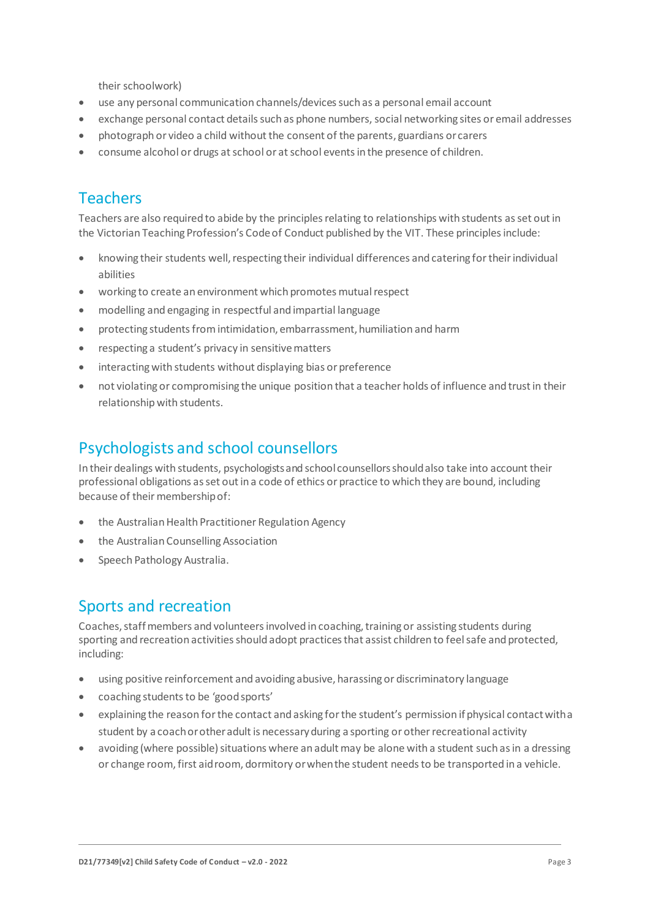their schoolwork)

- use any personal communication channels/devices such as a personal email account
- exchange personal contact details such as phone numbers, social networking sites or email addresses
- photograph or video a child without the consent of the parents, guardians or carers
- consume alcohol or drugs at school or at school events in the presence of children.

## Teachers

Teachers are also required to abide by the principles relating to relationships with students as set out in the Victorian Teaching Profession's Code of Conduct published by the VIT. These principles include:

- knowing their students well, respecting their individual differences and catering for their individual abilities
- working to create an environment which promotes mutual respect
- modelling and engaging in respectful and impartial language
- protecting students from intimidation, embarrassment, humiliation and harm
- respecting a student's privacy in sensitive matters
- interacting with students without displaying bias or preference
- not violating or compromising the unique position that a teacher holds of influence and trust in their relationship with students.

## Psychologists and school counsellors

In their dealings with students, psychologists and school counsellors should also take into account their professional obligations as set out in a code of ethics or practice to which they are bound, including because of their membership of:

- the Australian Health Practitioner Regulation Agency
- the Australian Counselling Association
- Speech Pathology Australia.

## Sports and recreation

Coaches, staff members and volunteers involved in coaching, training or assisting students during sporting and recreation activities should adopt practices that assist children to feel safe and protected, including:

- using positive reinforcement and avoiding abusive, harassing or discriminatory language
- coaching students to be 'good sports'
- explaining the reason for the contact and asking for the student's permission if physical contact with a student by a coach or other adult is necessary during a sporting or other recreational activity
- avoiding (where possible) situations where an adult may be alone with a student such as in a dressing or change room, first aid room, dormitory or when the student needs to be transported in a vehicle.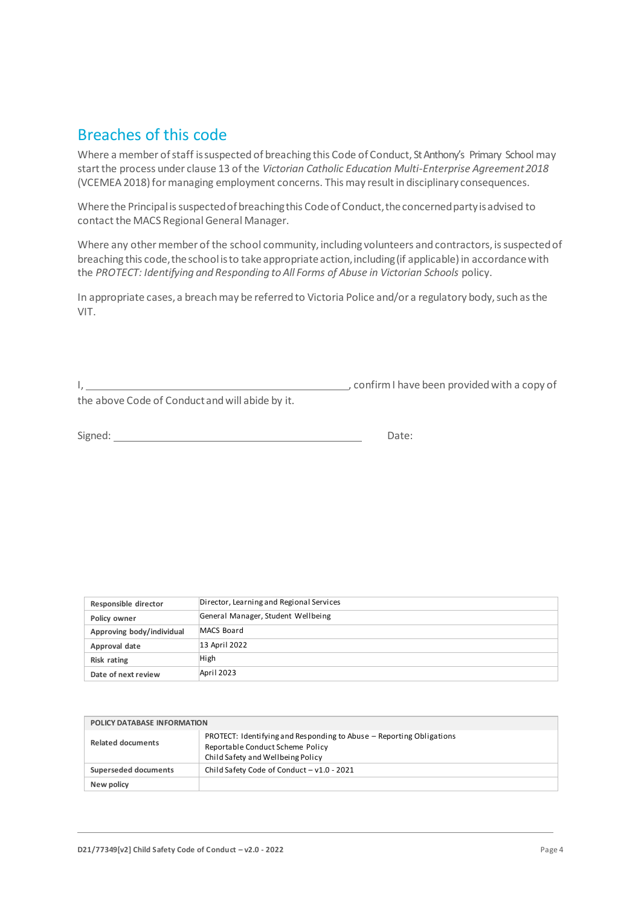## Breaches of this code

Where a member of staff is suspected of breaching this Code of Conduct, St Anthony's Primary School may start the process under clause 13 of the *Victorian Catholic Education Multi-Enterprise Agreement 2018* (VCEMEA 2018) for managing employment concerns. This may result in disciplinary consequences.

Where the Principal is suspected of breaching this Code of Conduct, the concerned party is advised to contact the MACS Regional General Manager.

Where any other member of the school community, including volunteers and contractors, is suspected of breaching this code, the school is to take appropriate action, including (if applicable) in accordance with the *PROTECT: Identifying and Responding to All Forms of Abuse in Victorian Schools* policy.

In appropriate cases, a breach may be referred to Victoria Police and/or a regulatory body, such as the VIT.

I, ______________________________________________, confirm I have been provided with a copy of the above Code of Conduct and will abide by it.

Signed: ________________________________________ Date:

| | |
|---|---|
| **Responsible director** | Director, Learning and Regional Services |
| **Policy owner** | General Manager, Student Wellbeing |
| **Approving body/individual** | MACS Board |
| **Approval date** | 13 April 2022 |
| **Risk rating** | High |
| **Date of next review** | April 2023 |

| **POLICY DATABASE INFORMATION** | |
|---|---|
| **Related documents** | PROTECT: Identifying and Responding to Abuse – Reporting Obligations<br>Reportable Conduct Scheme Policy<br>Child Safety and Wellbeing Policy |
| **Superseded documents** | Child Safety Code of Conduct – v1.0 - 2021 |
| **New policy** | |

**D21/77349[v2] Child Safety Code of Conduct – v2.0 - 2022**